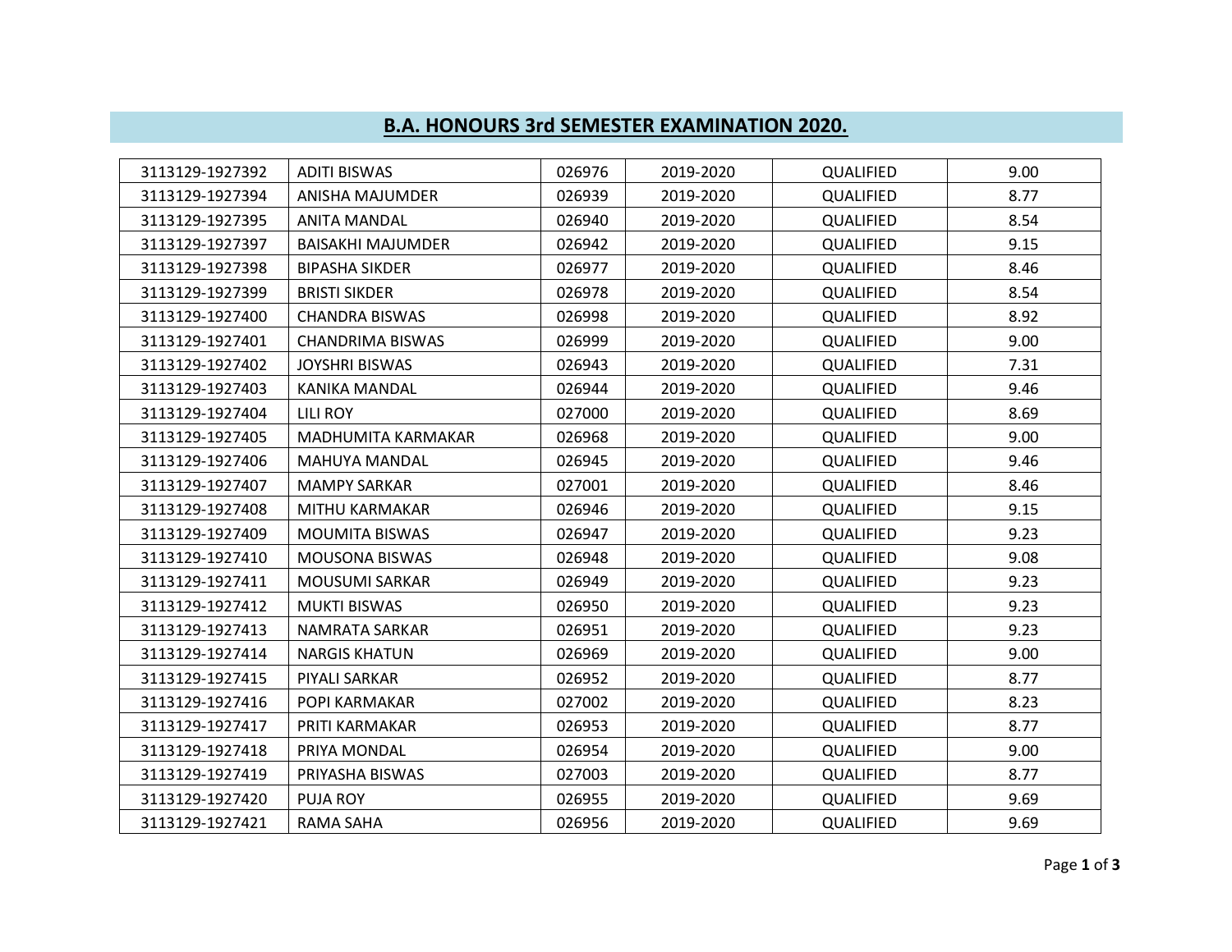# B.A. HONOURS 3rd SEMESTER EXAMINATION 2020.

| | | | | | |
|---|---|---|---|---|---|
| 3113129-1927392 | ADITI BISWAS | 026976 | 2019-2020 | QUALIFIED | 9.00 |
| 3113129-1927394 | ANISHA MAJUMDER | 026939 | 2019-2020 | QUALIFIED | 8.77 |
| 3113129-1927395 | ANITA MANDAL | 026940 | 2019-2020 | QUALIFIED | 8.54 |
| 3113129-1927397 | BAISAKHI MAJUMDER | 026942 | 2019-2020 | QUALIFIED | 9.15 |
| 3113129-1927398 | BIPASHA SIKDER | 026977 | 2019-2020 | QUALIFIED | 8.46 |
| 3113129-1927399 | BRISTI SIKDER | 026978 | 2019-2020 | QUALIFIED | 8.54 |
| 3113129-1927400 | CHANDRA BISWAS | 026998 | 2019-2020 | QUALIFIED | 8.92 |
| 3113129-1927401 | CHANDRIMA BISWAS | 026999 | 2019-2020 | QUALIFIED | 9.00 |
| 3113129-1927402 | JOYSHRI BISWAS | 026943 | 2019-2020 | QUALIFIED | 7.31 |
| 3113129-1927403 | KANIKA MANDAL | 026944 | 2019-2020 | QUALIFIED | 9.46 |
| 3113129-1927404 | LILI ROY | 027000 | 2019-2020 | QUALIFIED | 8.69 |
| 3113129-1927405 | MADHUMITA KARMAKAR | 026968 | 2019-2020 | QUALIFIED | 9.00 |
| 3113129-1927406 | MAHUYA MANDAL | 026945 | 2019-2020 | QUALIFIED | 9.46 |
| 3113129-1927407 | MAMPY SARKAR | 027001 | 2019-2020 | QUALIFIED | 8.46 |
| 3113129-1927408 | MITHU KARMAKAR | 026946 | 2019-2020 | QUALIFIED | 9.15 |
| 3113129-1927409 | MOUMITA BISWAS | 026947 | 2019-2020 | QUALIFIED | 9.23 |
| 3113129-1927410 | MOUSONA BISWAS | 026948 | 2019-2020 | QUALIFIED | 9.08 |
| 3113129-1927411 | MOUSUMI SARKAR | 026949 | 2019-2020 | QUALIFIED | 9.23 |
| 3113129-1927412 | MUKTI BISWAS | 026950 | 2019-2020 | QUALIFIED | 9.23 |
| 3113129-1927413 | NAMRATA SARKAR | 026951 | 2019-2020 | QUALIFIED | 9.23 |
| 3113129-1927414 | NARGIS KHATUN | 026969 | 2019-2020 | QUALIFIED | 9.00 |
| 3113129-1927415 | PIYALI SARKAR | 026952 | 2019-2020 | QUALIFIED | 8.77 |
| 3113129-1927416 | POPI KARMAKAR | 027002 | 2019-2020 | QUALIFIED | 8.23 |
| 3113129-1927417 | PRITI KARMAKAR | 026953 | 2019-2020 | QUALIFIED | 8.77 |
| 3113129-1927418 | PRIYA MONDAL | 026954 | 2019-2020 | QUALIFIED | 9.00 |
| 3113129-1927419 | PRIYASHA BISWAS | 027003 | 2019-2020 | QUALIFIED | 8.77 |
| 3113129-1927420 | PUJA ROY | 026955 | 2019-2020 | QUALIFIED | 9.69 |
| 3113129-1927421 | RAMA SAHA | 026956 | 2019-2020 | QUALIFIED | 9.69 |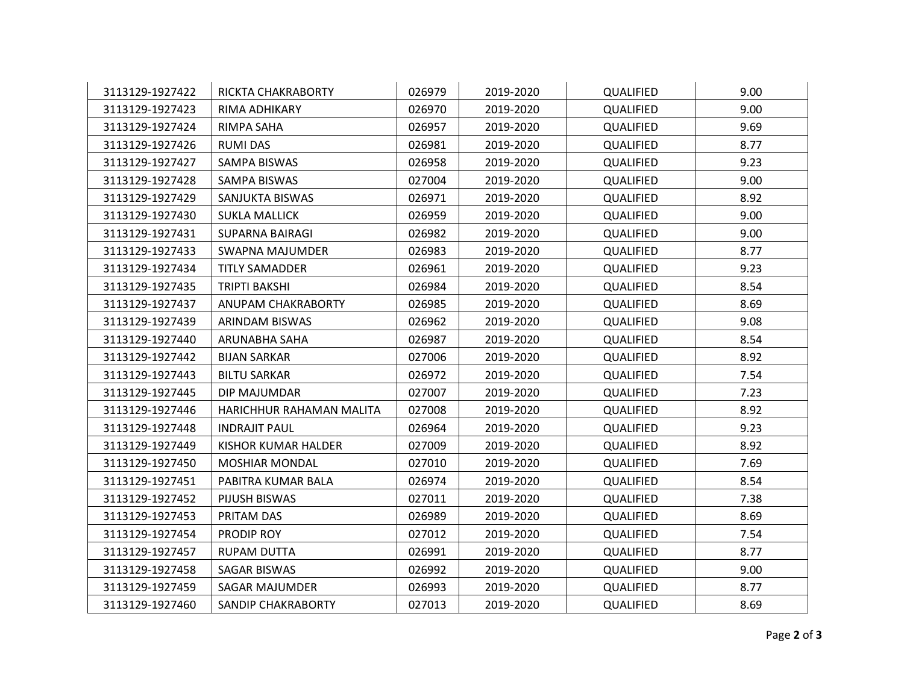| | | | | | |
|---|---|---|---|---|---|
| 3113129-1927422 | RICKTA CHAKRABORTY | 026979 | 2019-2020 | QUALIFIED | 9.00 |
| 3113129-1927423 | RIMA ADHIKARY | 026970 | 2019-2020 | QUALIFIED | 9.00 |
| 3113129-1927424 | RIMPA SAHA | 026957 | 2019-2020 | QUALIFIED | 9.69 |
| 3113129-1927426 | RUMI DAS | 026981 | 2019-2020 | QUALIFIED | 8.77 |
| 3113129-1927427 | SAMPA BISWAS | 026958 | 2019-2020 | QUALIFIED | 9.23 |
| 3113129-1927428 | SAMPA BISWAS | 027004 | 2019-2020 | QUALIFIED | 9.00 |
| 3113129-1927429 | SANJUKTA BISWAS | 026971 | 2019-2020 | QUALIFIED | 8.92 |
| 3113129-1927430 | SUKLA MALLICK | 026959 | 2019-2020 | QUALIFIED | 9.00 |
| 3113129-1927431 | SUPARNA BAIRAGI | 026982 | 2019-2020 | QUALIFIED | 9.00 |
| 3113129-1927433 | SWAPNA MAJUMDER | 026983 | 2019-2020 | QUALIFIED | 8.77 |
| 3113129-1927434 | TITLY SAMADDER | 026961 | 2019-2020 | QUALIFIED | 9.23 |
| 3113129-1927435 | TRIPTI BAKSHI | 026984 | 2019-2020 | QUALIFIED | 8.54 |
| 3113129-1927437 | ANUPAM CHAKRABORTY | 026985 | 2019-2020 | QUALIFIED | 8.69 |
| 3113129-1927439 | ARINDAM BISWAS | 026962 | 2019-2020 | QUALIFIED | 9.08 |
| 3113129-1927440 | ARUNABHA SAHA | 026987 | 2019-2020 | QUALIFIED | 8.54 |
| 3113129-1927442 | BIJAN SARKAR | 027006 | 2019-2020 | QUALIFIED | 8.92 |
| 3113129-1927443 | BILTU SARKAR | 026972 | 2019-2020 | QUALIFIED | 7.54 |
| 3113129-1927445 | DIP MAJUMDAR | 027007 | 2019-2020 | QUALIFIED | 7.23 |
| 3113129-1927446 | HARICHHUR RAHAMAN MALITA | 027008 | 2019-2020 | QUALIFIED | 8.92 |
| 3113129-1927448 | INDRAJIT PAUL | 026964 | 2019-2020 | QUALIFIED | 9.23 |
| 3113129-1927449 | KISHOR KUMAR HALDER | 027009 | 2019-2020 | QUALIFIED | 8.92 |
| 3113129-1927450 | MOSHIAR MONDAL | 027010 | 2019-2020 | QUALIFIED | 7.69 |
| 3113129-1927451 | PABITRA KUMAR BALA | 026974 | 2019-2020 | QUALIFIED | 8.54 |
| 3113129-1927452 | PIJUSH BISWAS | 027011 | 2019-2020 | QUALIFIED | 7.38 |
| 3113129-1927453 | PRITAM DAS | 026989 | 2019-2020 | QUALIFIED | 8.69 |
| 3113129-1927454 | PRODIP ROY | 027012 | 2019-2020 | QUALIFIED | 7.54 |
| 3113129-1927457 | RUPAM DUTTA | 026991 | 2019-2020 | QUALIFIED | 8.77 |
| 3113129-1927458 | SAGAR BISWAS | 026992 | 2019-2020 | QUALIFIED | 9.00 |
| 3113129-1927459 | SAGAR MAJUMDER | 026993 | 2019-2020 | QUALIFIED | 8.77 |
| 3113129-1927460 | SANDIP CHAKRABORTY | 027013 | 2019-2020 | QUALIFIED | 8.69 |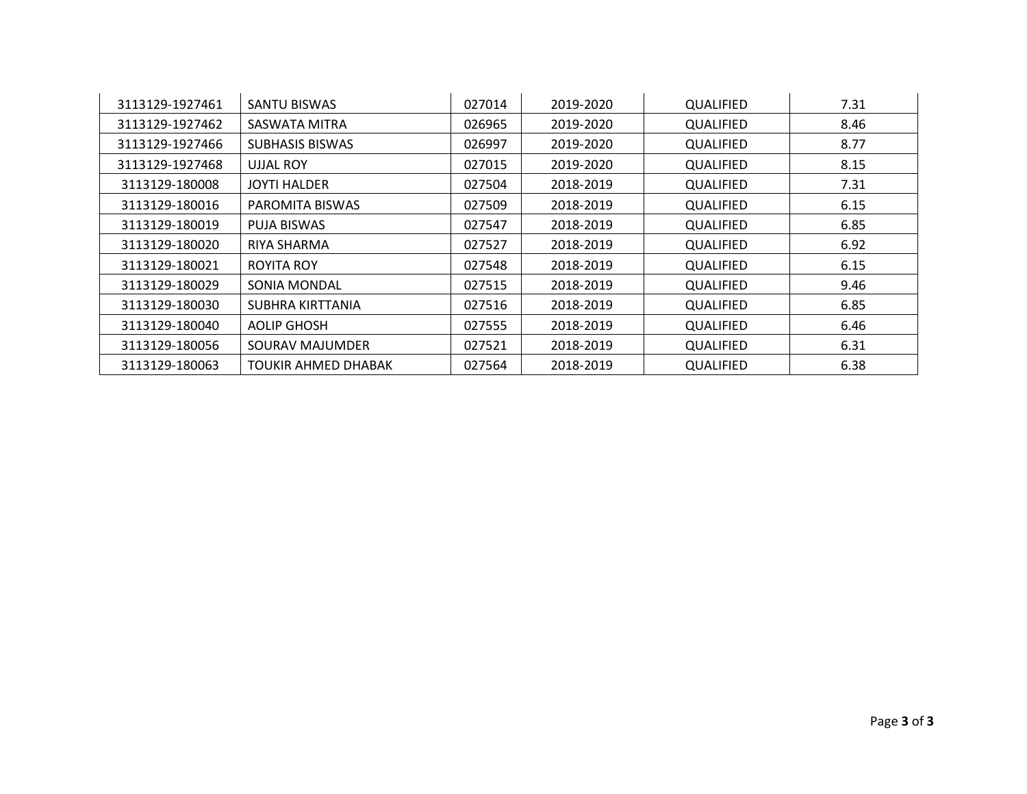| | | | | | |
|---|---|---|---|---|---|
| 3113129-1927461 | SANTU BISWAS | 027014 | 2019-2020 | QUALIFIED | 7.31 |
| 3113129-1927462 | SASWATA MITRA | 026965 | 2019-2020 | QUALIFIED | 8.46 |
| 3113129-1927466 | SUBHASIS BISWAS | 026997 | 2019-2020 | QUALIFIED | 8.77 |
| 3113129-1927468 | UJJAL ROY | 027015 | 2019-2020 | QUALIFIED | 8.15 |
| 3113129-180008 | JOYTI HALDER | 027504 | 2018-2019 | QUALIFIED | 7.31 |
| 3113129-180016 | PAROMITA BISWAS | 027509 | 2018-2019 | QUALIFIED | 6.15 |
| 3113129-180019 | PUJA BISWAS | 027547 | 2018-2019 | QUALIFIED | 6.85 |
| 3113129-180020 | RIYA SHARMA | 027527 | 2018-2019 | QUALIFIED | 6.92 |
| 3113129-180021 | ROYITA ROY | 027548 | 2018-2019 | QUALIFIED | 6.15 |
| 3113129-180029 | SONIA MONDAL | 027515 | 2018-2019 | QUALIFIED | 9.46 |
| 3113129-180030 | SUBHRA KIRTTANIA | 027516 | 2018-2019 | QUALIFIED | 6.85 |
| 3113129-180040 | AOLIP GHOSH | 027555 | 2018-2019 | QUALIFIED | 6.46 |
| 3113129-180056 | SOURAV MAJUMDER | 027521 | 2018-2019 | QUALIFIED | 6.31 |
| 3113129-180063 | TOUKIR AHMED DHABAK | 027564 | 2018-2019 | QUALIFIED | 6.38 |